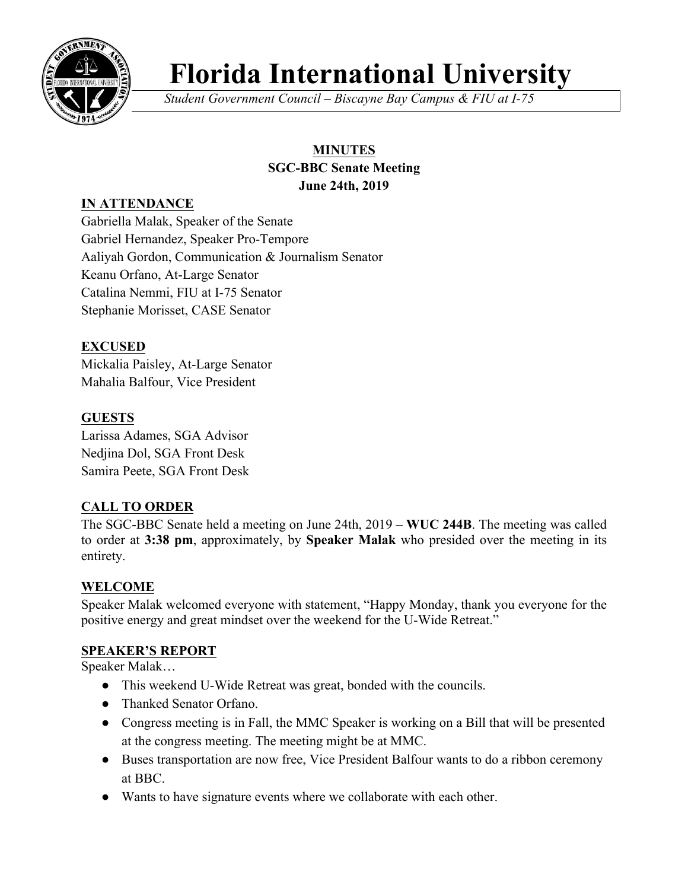# Florida International University

*Student Government Council – Biscayne Bay Campus & FIU at I-75*

**MINUTES**
**SGC-BBC Senate Meeting**
**June 24th, 2019**

## IN ATTENDANCE

Gabriella Malak, Speaker of the Senate
Gabriel Hernandez, Speaker Pro-Tempore
Aaliyah Gordon, Communication & Journalism Senator
Keanu Orfano, At-Large Senator
Catalina Nemmi, FIU at I-75 Senator
Stephanie Morisset, CASE Senator

## EXCUSED

Mickalia Paisley, At-Large Senator
Mahalia Balfour, Vice President

## GUESTS

Larissa Adames, SGA Advisor
Nedjina Dol, SGA Front Desk
Samira Peete, SGA Front Desk

## CALL TO ORDER

The SGC-BBC Senate held a meeting on June 24th, 2019 – **WUC 244B**. The meeting was called to order at **3:38 pm**, approximately, by **Speaker Malak** who presided over the meeting in its entirety.

## WELCOME

Speaker Malak welcomed everyone with statement, "Happy Monday, thank you everyone for the positive energy and great mindset over the weekend for the U-Wide Retreat."

## SPEAKER'S REPORT

Speaker Malak…

- This weekend U-Wide Retreat was great, bonded with the councils.
- Thanked Senator Orfano.
- Congress meeting is in Fall, the MMC Speaker is working on a Bill that will be presented at the congress meeting. The meeting might be at MMC.
- Buses transportation are now free, Vice President Balfour wants to do a ribbon ceremony at BBC.
- Wants to have signature events where we collaborate with each other.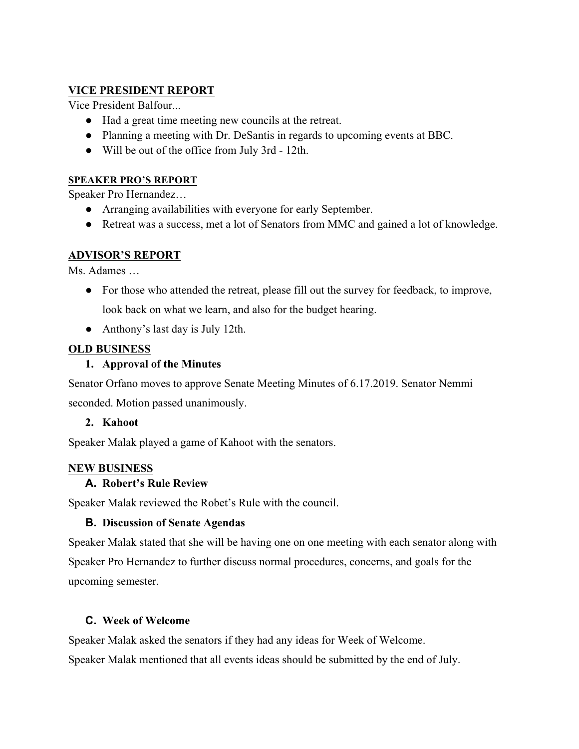## VICE PRESIDENT REPORT

Vice President Balfour...

- Had a great time meeting new councils at the retreat.
- Planning a meeting with Dr. DeSantis in regards to upcoming events at BBC.
- Will be out of the office from July 3rd - 12th.

## SPEAKER PRO'S REPORT

Speaker Pro Hernandez…

- Arranging availabilities with everyone for early September.
- Retreat was a success, met a lot of Senators from MMC and gained a lot of knowledge.

## ADVISOR'S REPORT

Ms. Adames …

- For those who attended the retreat, please fill out the survey for feedback, to improve, look back on what we learn, and also for the budget hearing.
- Anthony's last day is July 12th.

## OLD BUSINESS

### 1. Approval of the Minutes

Senator Orfano moves to approve Senate Meeting Minutes of 6.17.2019. Senator Nemmi seconded. Motion passed unanimously.

### 2. Kahoot

Speaker Malak played a game of Kahoot with the senators.

## NEW BUSINESS

### A. Robert's Rule Review

Speaker Malak reviewed the Robet's Rule with the council.

### B. Discussion of Senate Agendas

Speaker Malak stated that she will be having one on one meeting with each senator along with Speaker Pro Hernandez to further discuss normal procedures, concerns, and goals for the upcoming semester.

### C. Week of Welcome

Speaker Malak asked the senators if they had any ideas for Week of Welcome.

Speaker Malak mentioned that all events ideas should be submitted by the end of July.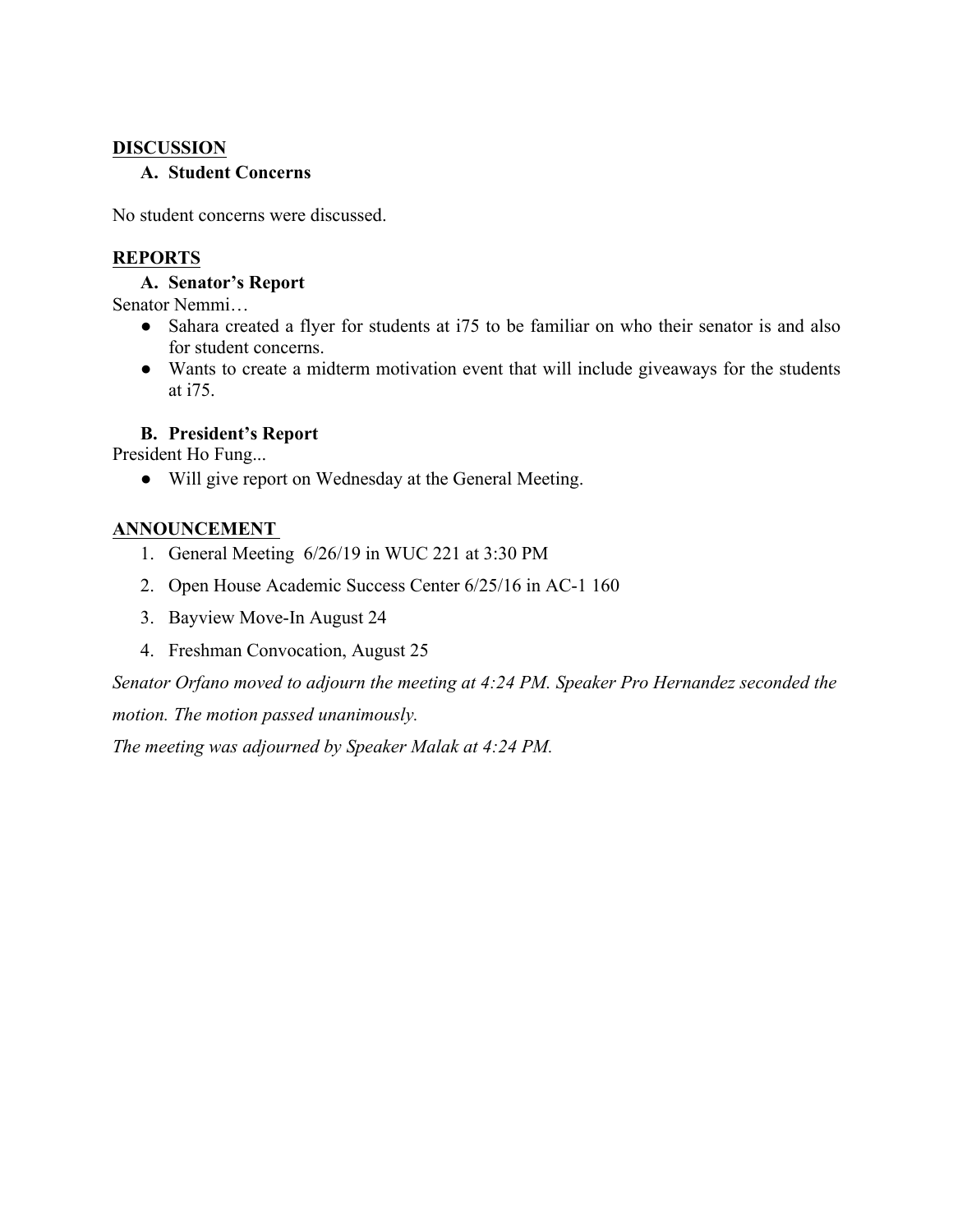## DISCUSSION

### A. Student Concerns

No student concerns were discussed.

## REPORTS

### A. Senator's Report

Senator Nemmi…

- Sahara created a flyer for students at i75 to be familiar on who their senator is and also for student concerns.
- Wants to create a midterm motivation event that will include giveaways for the students at i75.

### B. President's Report

President Ho Fung...

- Will give report on Wednesday at the General Meeting.

## ANNOUNCEMENT

1. General Meeting 6/26/19 in WUC 221 at 3:30 PM
2. Open House Academic Success Center 6/25/16 in AC-1 160
3. Bayview Move-In August 24
4. Freshman Convocation, August 25

*Senator Orfano moved to adjourn the meeting at 4:24 PM. Speaker Pro Hernandez seconded the motion. The motion passed unanimously.*

*The meeting was adjourned by Speaker Malak at 4:24 PM.*